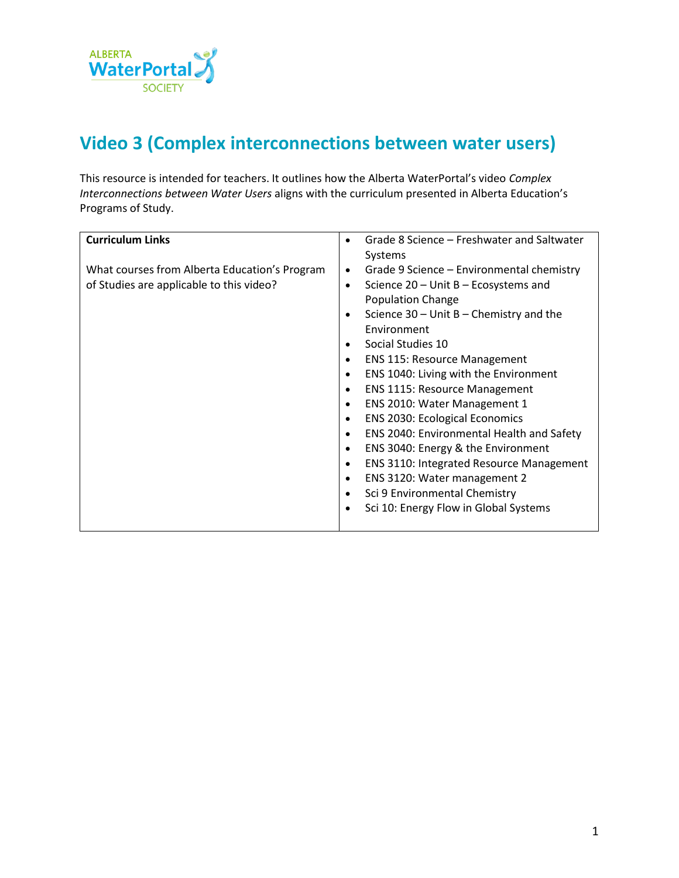# Video 3 (Complex interconnections between water users)

This resource is intended for teachers. It outlines how the Alberta WaterPortal's video *Complex Interconnections between Water Users* aligns with the curriculum presented in Alberta Education's Programs of Study.

| **Curriculum Links**<br><br>What courses from Alberta Education's Program of Studies are applicable to this video? | • Grade 8 Science – Freshwater and Saltwater Systems<br>• Grade 9 Science – Environmental chemistry<br>• Science 20 – Unit B – Ecosystems and Population Change<br>• Science 30 – Unit B – Chemistry and the Environment<br>• Social Studies 10<br>• ENS 115: Resource Management<br>• ENS 1040: Living with the Environment<br>• ENS 1115: Resource Management<br>• ENS 2010: Water Management 1<br>• ENS 2030: Ecological Economics<br>• ENS 2040: Environmental Health and Safety<br>• ENS 3040: Energy & the Environment<br>• ENS 3110: Integrated Resource Management<br>• ENS 3120: Water management 2<br>• Sci 9 Environmental Chemistry<br>• Sci 10: Energy Flow in Global Systems |
|---|---|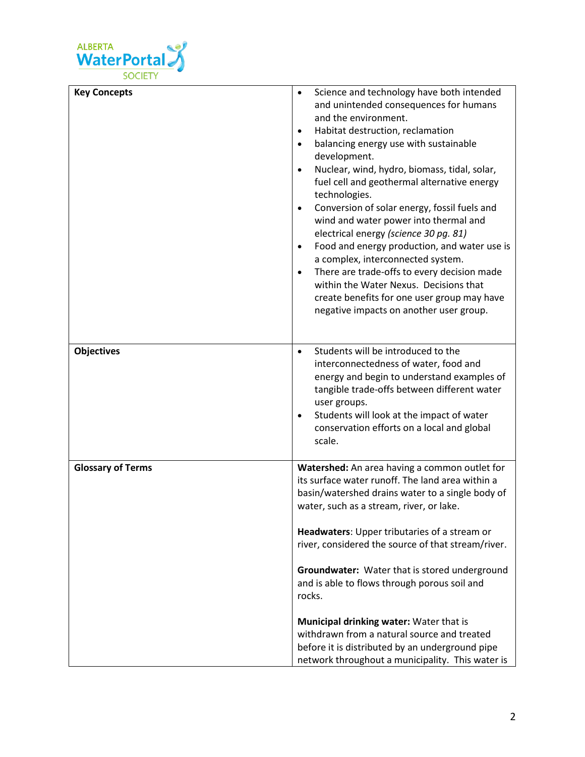| | |
|---|---|
| **Key Concepts** | • Science and technology have both intended and unintended consequences for humans and the environment.<br>• Habitat destruction, reclamation<br>• balancing energy use with sustainable development.<br>• Nuclear, wind, hydro, biomass, tidal, solar, fuel cell and geothermal alternative energy technologies.<br>• Conversion of solar energy, fossil fuels and wind and water power into thermal and electrical energy *(science 30 pg. 81)*<br>• Food and energy production, and water use is a complex, interconnected system.<br>• There are trade-offs to every decision made within the Water Nexus. Decisions that create benefits for one user group may have negative impacts on another user group. |
| **Objectives** | • Students will be introduced to the interconnectedness of water, food and energy and begin to understand examples of tangible trade-offs between different water user groups.<br>• Students will look at the impact of water conservation efforts on a local and global scale. |
| **Glossary of Terms** | **Watershed:** An area having a common outlet for its surface water runoff. The land area within a basin/watershed drains water to a single body of water, such as a stream, river, or lake.<br><br>**Headwaters**: Upper tributaries of a stream or river, considered the source of that stream/river.<br><br>**Groundwater:** Water that is stored underground and is able to flows through porous soil and rocks.<br><br>**Municipal drinking water:** Water that is withdrawn from a natural source and treated before it is distributed by an underground pipe network throughout a municipality. This water is |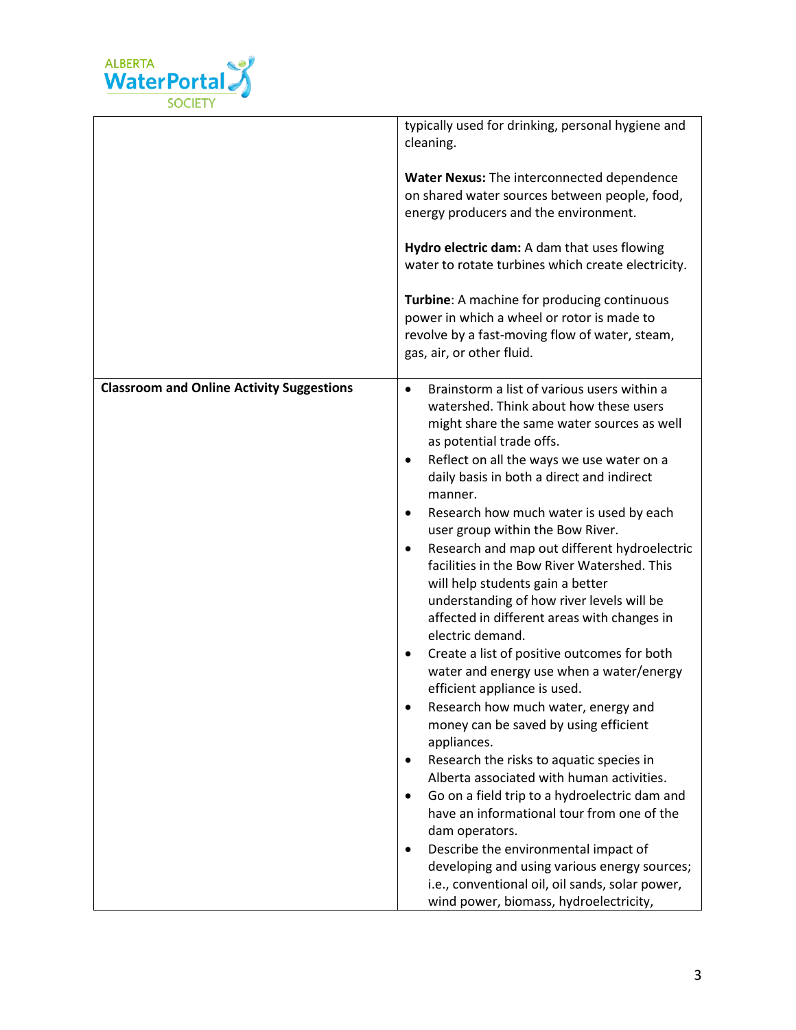| | |
|---|---|
| | typically used for drinking, personal hygiene and cleaning.<br><br>**Water Nexus:** The interconnected dependence on shared water sources between people, food, energy producers and the environment.<br><br>**Hydro electric dam:** A dam that uses flowing water to rotate turbines which create electricity.<br><br>**Turbine**: A machine for producing continuous power in which a wheel or rotor is made to revolve by a fast-moving flow of water, steam, gas, air, or other fluid. |
| **Classroom and Online Activity Suggestions** | • Brainstorm a list of various users within a watershed. Think about how these users might share the same water sources as well as potential trade offs.<br>• Reflect on all the ways we use water on a daily basis in both a direct and indirect manner.<br>• Research how much water is used by each user group within the Bow River.<br>• Research and map out different hydroelectric facilities in the Bow River Watershed. This will help students gain a better understanding of how river levels will be affected in different areas with changes in electric demand.<br>• Create a list of positive outcomes for both water and energy use when a water/energy efficient appliance is used.<br>• Research how much water, energy and money can be saved by using efficient appliances.<br>• Research the risks to aquatic species in Alberta associated with human activities.<br>• Go on a field trip to a hydroelectric dam and have an informational tour from one of the dam operators.<br>• Describe the environmental impact of developing and using various energy sources; i.e., conventional oil, oil sands, solar power, wind power, biomass, hydroelectricity, |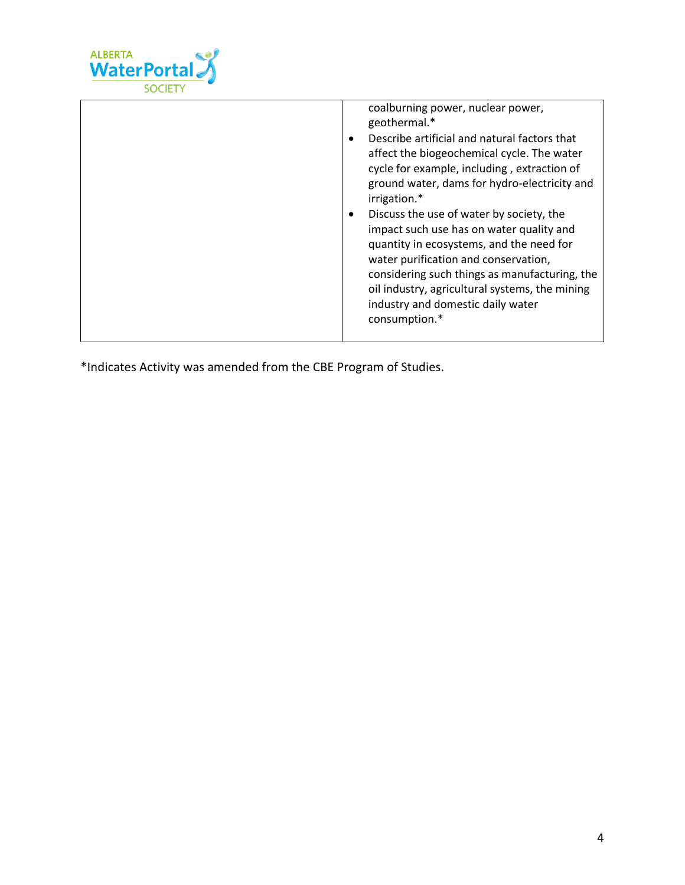| | |
|---|---|
| | coalburning power, nuclear power, geothermal.*<br>• Describe artificial and natural factors that affect the biogeochemical cycle. The water cycle for example, including , extraction of ground water, dams for hydro-electricity and irrigation.*<br>• Discuss the use of water by society, the impact such use has on water quality and quantity in ecosystems, and the need for water purification and conservation, considering such things as manufacturing, the oil industry, agricultural systems, the mining industry and domestic daily water consumption.* |

*Indicates Activity was amended from the CBE Program of Studies.